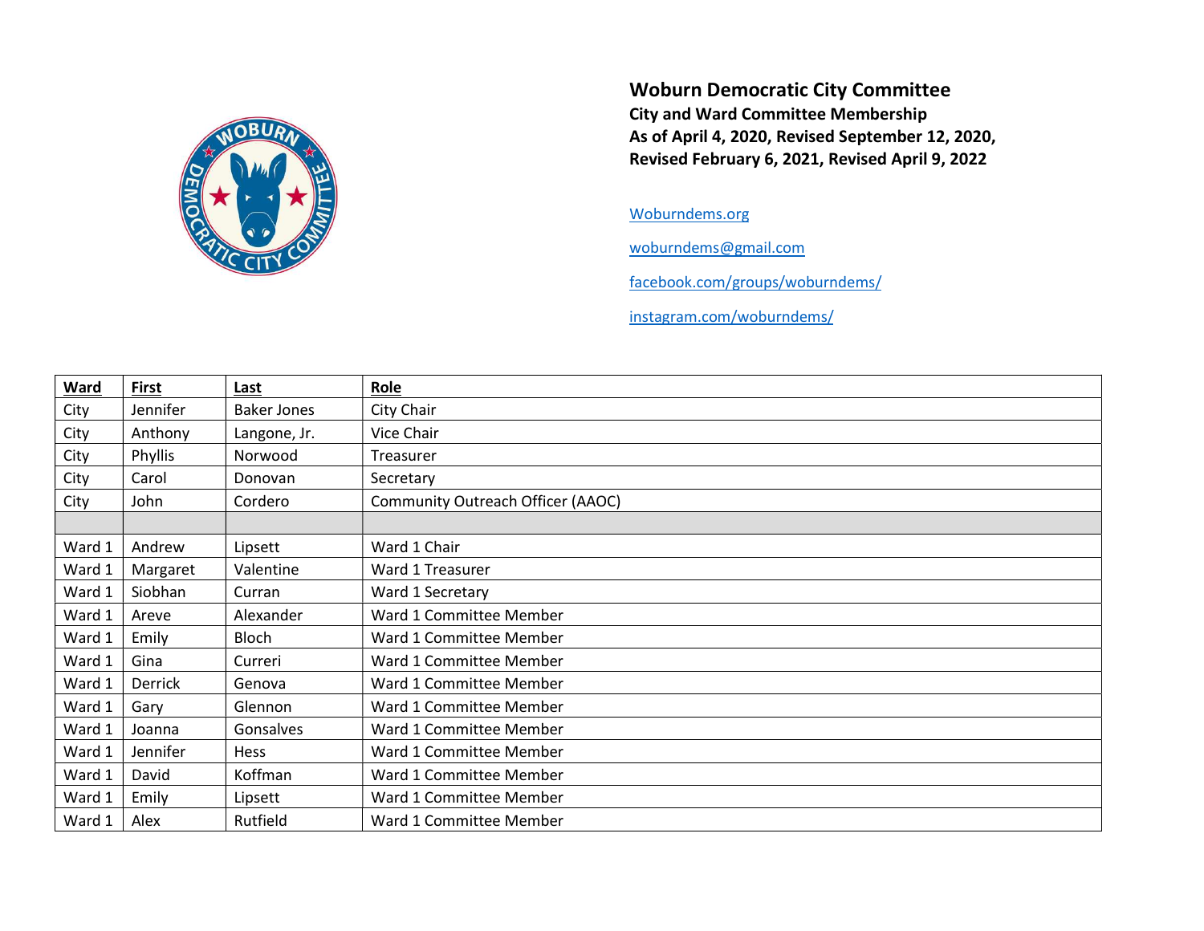# Woburn Democratic City Committee

**City and Ward Committee Membership**
**As of April 4, 2020, Revised September 12, 2020, Revised February 6, 2021, Revised April 9, 2022**

[Woburndems.org](Woburndems.org)

[woburndems@gmail.com](mailto:woburndems@gmail.com)

[facebook.com/groups/woburndems/](facebook.com/groups/woburndems/)

[instagram.com/woburndems/](instagram.com/woburndems/)

| Ward | First | Last | Role |
|---|---|---|---|
| City | Jennifer | Baker Jones | City Chair |
| City | Anthony | Langone, Jr. | Vice Chair |
| City | Phyllis | Norwood | Treasurer |
| City | Carol | Donovan | Secretary |
| City | John | Cordero | Community Outreach Officer (AAOC) |
| | | | |
| Ward 1 | Andrew | Lipsett | Ward 1 Chair |
| Ward 1 | Margaret | Valentine | Ward 1 Treasurer |
| Ward 1 | Siobhan | Curran | Ward 1 Secretary |
| Ward 1 | Areve | Alexander | Ward 1 Committee Member |
| Ward 1 | Emily | Bloch | Ward 1 Committee Member |
| Ward 1 | Gina | Curreri | Ward 1 Committee Member |
| Ward 1 | Derrick | Genova | Ward 1 Committee Member |
| Ward 1 | Gary | Glennon | Ward 1 Committee Member |
| Ward 1 | Joanna | Gonsalves | Ward 1 Committee Member |
| Ward 1 | Jennifer | Hess | Ward 1 Committee Member |
| Ward 1 | David | Koffman | Ward 1 Committee Member |
| Ward 1 | Emily | Lipsett | Ward 1 Committee Member |
| Ward 1 | Alex | Rutfield | Ward 1 Committee Member |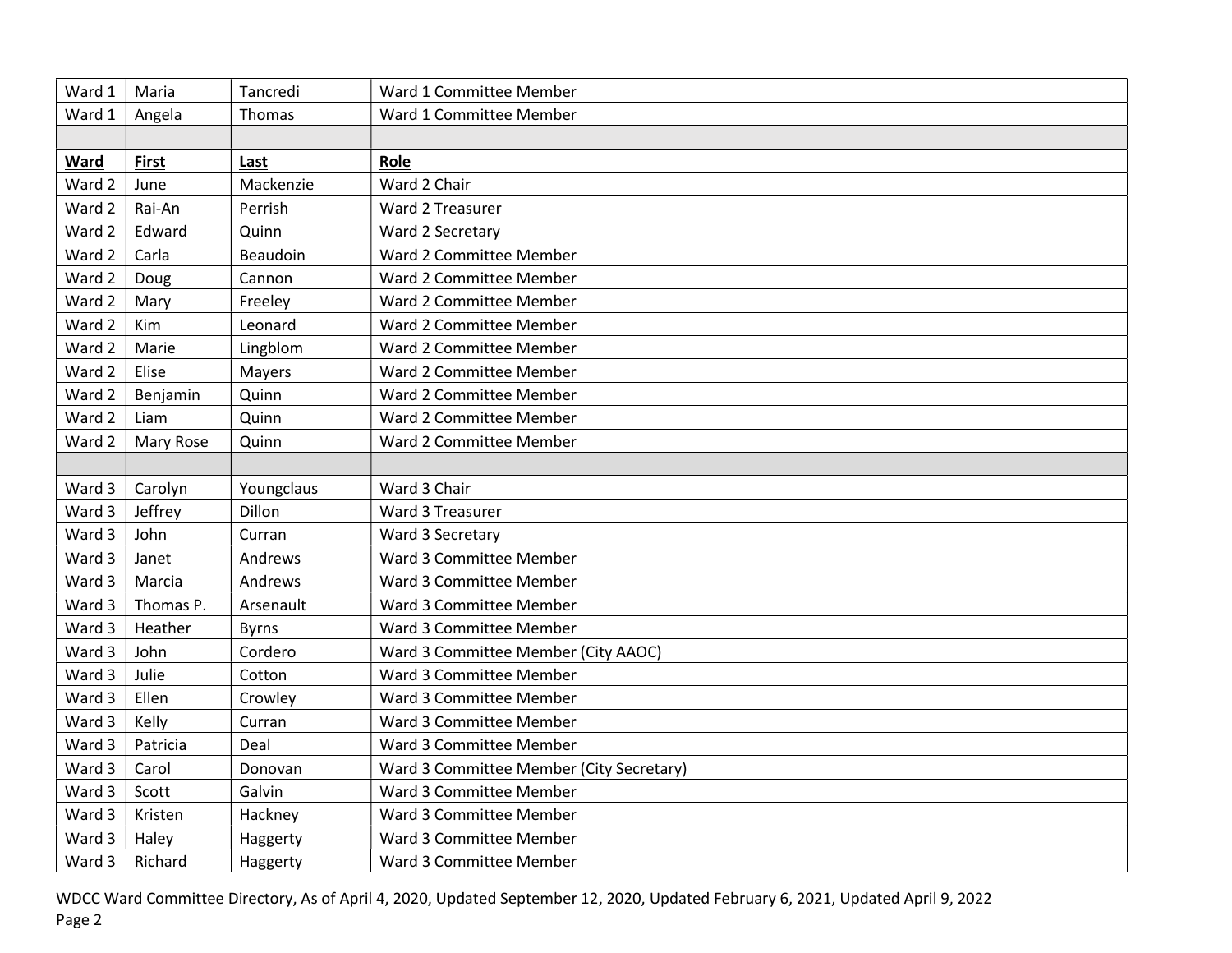| Ward | First | Last | Role |
| --- | --- | --- | --- |
| Ward 1 | Maria | Tancredi | Ward 1 Committee Member |
| Ward 1 | Angela | Thomas | Ward 1 Committee Member |
| | | | |
| Ward 2 | June | Mackenzie | Ward 2 Chair |
| Ward 2 | Rai-An | Perrish | Ward 2 Treasurer |
| Ward 2 | Edward | Quinn | Ward 2 Secretary |
| Ward 2 | Carla | Beaudoin | Ward 2 Committee Member |
| Ward 2 | Doug | Cannon | Ward 2 Committee Member |
| Ward 2 | Mary | Freeley | Ward 2 Committee Member |
| Ward 2 | Kim | Leonard | Ward 2 Committee Member |
| Ward 2 | Marie | Lingblom | Ward 2 Committee Member |
| Ward 2 | Elise | Mayers | Ward 2 Committee Member |
| Ward 2 | Benjamin | Quinn | Ward 2 Committee Member |
| Ward 2 | Liam | Quinn | Ward 2 Committee Member |
| Ward 2 | Mary Rose | Quinn | Ward 2 Committee Member |
| | | | |
| Ward 3 | Carolyn | Youngclaus | Ward 3 Chair |
| Ward 3 | Jeffrey | Dillon | Ward 3 Treasurer |
| Ward 3 | John | Curran | Ward 3 Secretary |
| Ward 3 | Janet | Andrews | Ward 3 Committee Member |
| Ward 3 | Marcia | Andrews | Ward 3 Committee Member |
| Ward 3 | Thomas P. | Arsenault | Ward 3 Committee Member |
| Ward 3 | Heather | Byrns | Ward 3 Committee Member |
| Ward 3 | John | Cordero | Ward 3 Committee Member (City AAOC) |
| Ward 3 | Julie | Cotton | Ward 3 Committee Member |
| Ward 3 | Ellen | Crowley | Ward 3 Committee Member |
| Ward 3 | Kelly | Curran | Ward 3 Committee Member |
| Ward 3 | Patricia | Deal | Ward 3 Committee Member |
| Ward 3 | Carol | Donovan | Ward 3 Committee Member (City Secretary) |
| Ward 3 | Scott | Galvin | Ward 3 Committee Member |
| Ward 3 | Kristen | Hackney | Ward 3 Committee Member |
| Ward 3 | Haley | Haggerty | Ward 3 Committee Member |
| Ward 3 | Richard | Haggerty | Ward 3 Committee Member |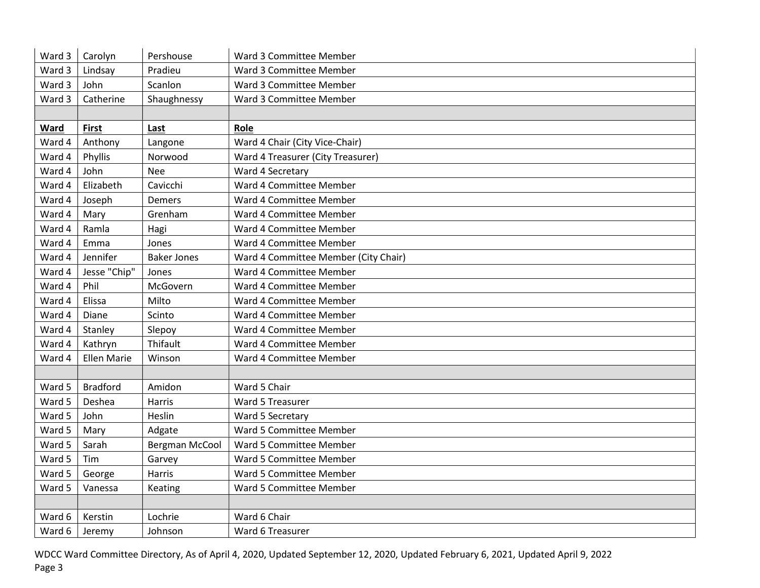| | | | |
|---|---|---|---|
| Ward 3 | Carolyn | Pershouse | Ward 3 Committee Member |
| Ward 3 | Lindsay | Pradieu | Ward 3 Committee Member |
| Ward 3 | John | Scanlon | Ward 3 Committee Member |
| Ward 3 | Catherine | Shaughnessy | Ward 3 Committee Member |
| | | | |
| **Ward** | **First** | **Last** | **Role** |
| Ward 4 | Anthony | Langone | Ward 4 Chair (City Vice-Chair) |
| Ward 4 | Phyllis | Norwood | Ward 4 Treasurer (City Treasurer) |
| Ward 4 | John | Nee | Ward 4 Secretary |
| Ward 4 | Elizabeth | Cavicchi | Ward 4 Committee Member |
| Ward 4 | Joseph | Demers | Ward 4 Committee Member |
| Ward 4 | Mary | Grenham | Ward 4 Committee Member |
| Ward 4 | Ramla | Hagi | Ward 4 Committee Member |
| Ward 4 | Emma | Jones | Ward 4 Committee Member |
| Ward 4 | Jennifer | Baker Jones | Ward 4 Committee Member (City Chair) |
| Ward 4 | Jesse "Chip" | Jones | Ward 4 Committee Member |
| Ward 4 | Phil | McGovern | Ward 4 Committee Member |
| Ward 4 | Elissa | Milto | Ward 4 Committee Member |
| Ward 4 | Diane | Scinto | Ward 4 Committee Member |
| Ward 4 | Stanley | Slepoy | Ward 4 Committee Member |
| Ward 4 | Kathryn | Thifault | Ward 4 Committee Member |
| Ward 4 | Ellen Marie | Winson | Ward 4 Committee Member |
| | | | |
| Ward 5 | Bradford | Amidon | Ward 5 Chair |
| Ward 5 | Deshea | Harris | Ward 5 Treasurer |
| Ward 5 | John | Heslin | Ward 5 Secretary |
| Ward 5 | Mary | Adgate | Ward 5 Committee Member |
| Ward 5 | Sarah | Bergman McCool | Ward 5 Committee Member |
| Ward 5 | Tim | Garvey | Ward 5 Committee Member |
| Ward 5 | George | Harris | Ward 5 Committee Member |
| Ward 5 | Vanessa | Keating | Ward 5 Committee Member |
| | | | |
| Ward 6 | Kerstin | Lochrie | Ward 6 Chair |
| Ward 6 | Jeremy | Johnson | Ward 6 Treasurer |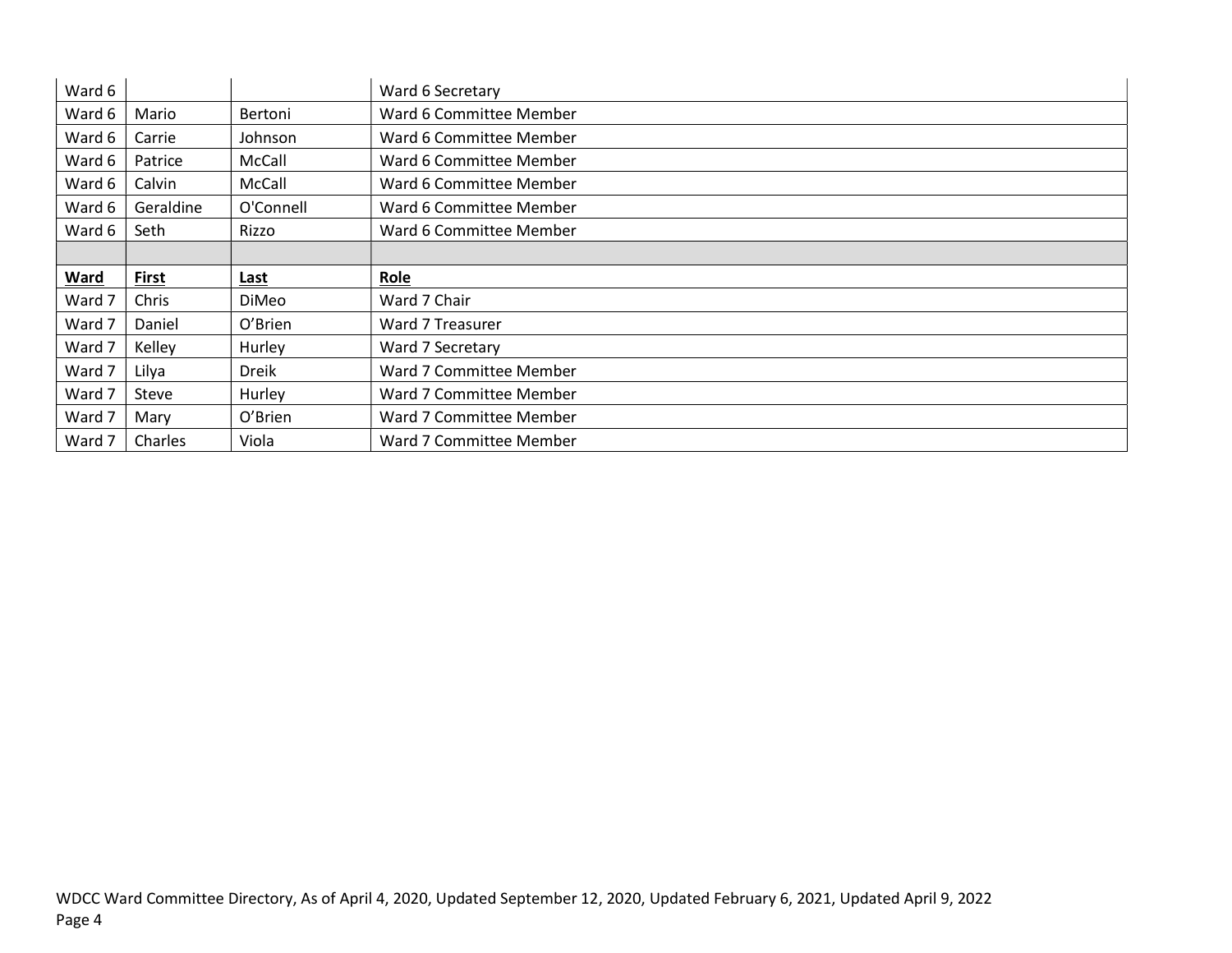| | | | |
|---|---|---|---|
| Ward 6 | | | Ward 6 Secretary |
| Ward 6 | Mario | Bertoni | Ward 6 Committee Member |
| Ward 6 | Carrie | Johnson | Ward 6 Committee Member |
| Ward 6 | Patrice | McCall | Ward 6 Committee Member |
| Ward 6 | Calvin | McCall | Ward 6 Committee Member |
| Ward 6 | Geraldine | O'Connell | Ward 6 Committee Member |
| Ward 6 | Seth | Rizzo | Ward 6 Committee Member |
| | | | |
| **Ward** | **First** | **Last** | **Role** |
| Ward 7 | Chris | DiMeo | Ward 7 Chair |
| Ward 7 | Daniel | O'Brien | Ward 7 Treasurer |
| Ward 7 | Kelley | Hurley | Ward 7 Secretary |
| Ward 7 | Lilya | Dreik | Ward 7 Committee Member |
| Ward 7 | Steve | Hurley | Ward 7 Committee Member |
| Ward 7 | Mary | O'Brien | Ward 7 Committee Member |
| Ward 7 | Charles | Viola | Ward 7 Committee Member |